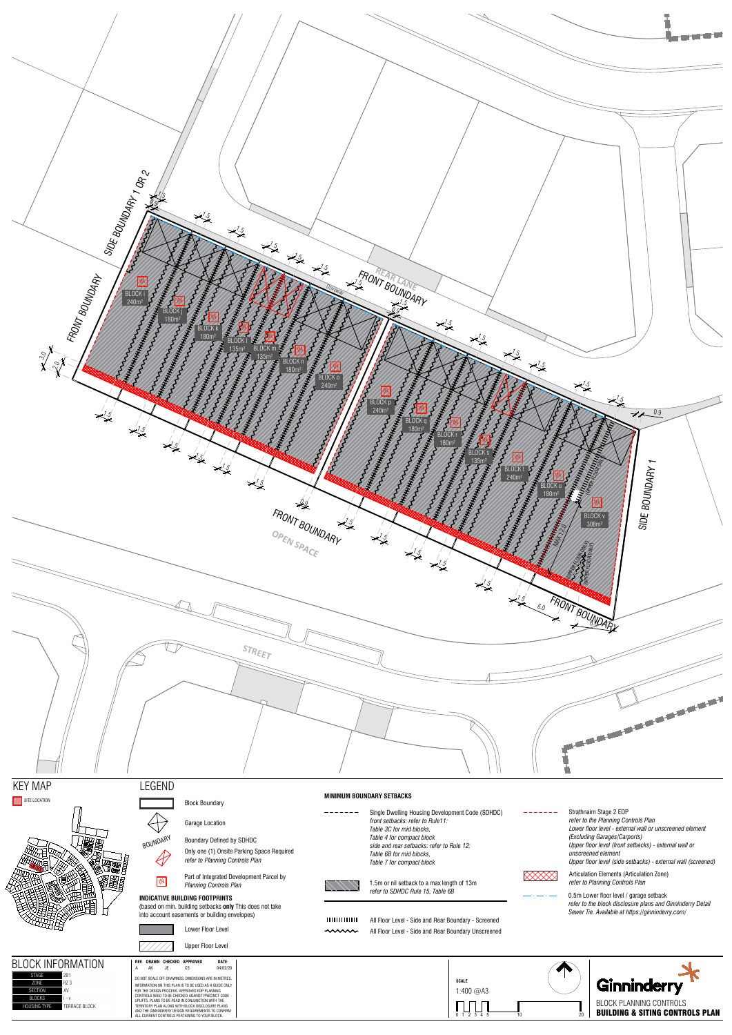SIDE BOUNDARY 1 OR 2

FRONT BOUNDARY

REAR LANE

FRONT BOUNDARY

Driveway

BLOCK i 240m²
BLOCK j 180m²
BLOCK k 180m²
BLOCK l 135m²
BLOCK m 135m²
BLOCK n 180m²
BLOCK o 240m²
BLOCK p 240m²
BLOCK q 180m²
BLOCK r 180m²
BLOCK s 135m²
BLOCK t 240m²
BLOCK u 180m²
BLOCK v 308m²

FRONT BOUNDARY

OPEN SPACE

SIDE BOUNDARY 1

FRONT BOUNDARY

MAX 13.0

STREET

1.5 3.0 2.0 0.9 6.0

## KEY MAP

SITE LOCATION

## LEGEND

Block Boundary

Garage Location

BOUNDARY — Boundary Defined by SDHDC

Only one (1) Onsite Parking Space Required
*refer to Planning Controls Plan*

Part of Integrated Development Parcel by
*Planning Controls Plan*

**INDICATIVE BUILDING FOOTPRINTS**
(based on min. building setbacks **only** This does not take into account easements or building envelopes)

Lower Floor Level

Upper Floor Level

**MINIMUM BOUNDARY SETBACKS**

Single Dwelling Housing Development Code (SDHDC)
*front setbacks: refer to Rule11:*
*Table 3C for mid blocks,*
*Table 4 for compact block*
*side and rear setbacks: refer to Rule 12:*
*Table 6B for mid blocks,*
*Table 7 for compact block*

1.5m or nil setback to a max length of 13m
*refer to SDHDC Rule 15, Table 6B*

All Floor Level - Side and Rear Boundary - Screened

All Floor Level - Side and Rear Boundary Unscreened

Strathnairn Stage 2 EDP
*refer to the Planning Controls Plan*
*Lower floor level - external wall or unscreened element (Excluding Garages/Carports)*
*Upper floor level (front setbacks) - external wall or unscreened element*
*Upper floor level (side setbacks) - external wall (screened)*

Articulation Elements (Articulation Zone)
*refer to Planning Controls Plan*

0.5m Lower floor level / garage setback
*refer to the block disclosure plans and Ginninderry Detail Sewer Tie. Available at https://ginninderry.com/*

## BLOCK INFORMATION

| | |
|---|---|
| STAGE | 2B1 |
| ZONE | RZ 3 |
| SECTION | AV |
| BLOCKS | i - v |
| HOUSING TYPE | TERRACE BLOCK |

| REV | DRAWN | CHECKED | APPROVED | DATE |
|---|---|---|---|---|
| A | AK | JE | CS | 04/02/20 |

DO NOT SCALE OFF DRAWINGS. DIMENSIONS ARE IN METRES.
INFORMATION ON THIS PLAN IS TO BE USED AS A GUIDE ONLY FOR THE DESIGN PROCESS. APPROVED EDP PLANNING CONTROLS NEED TO BE CHECKED AGAINST PRECINCT CODE UPLIFTS. PLANS TO BE READ IN CONJUNCTION WITH THE TERRITORY PLAN ALONG WITH BLOCK DISCLOSURE PLANS AND THE GINNINDERRY DESIGN REQUIREMENTS TO CONFIRM ALL CURRENT CONTROLS PERTAINING TO YOUR BLOCK.

**SCALE**
1:400 @A3

0 1 2 3 4 5 10 20

Ginninderry

BLOCK PLANNING CONTROLS
**BUILDING & SITING CONTROLS PLAN**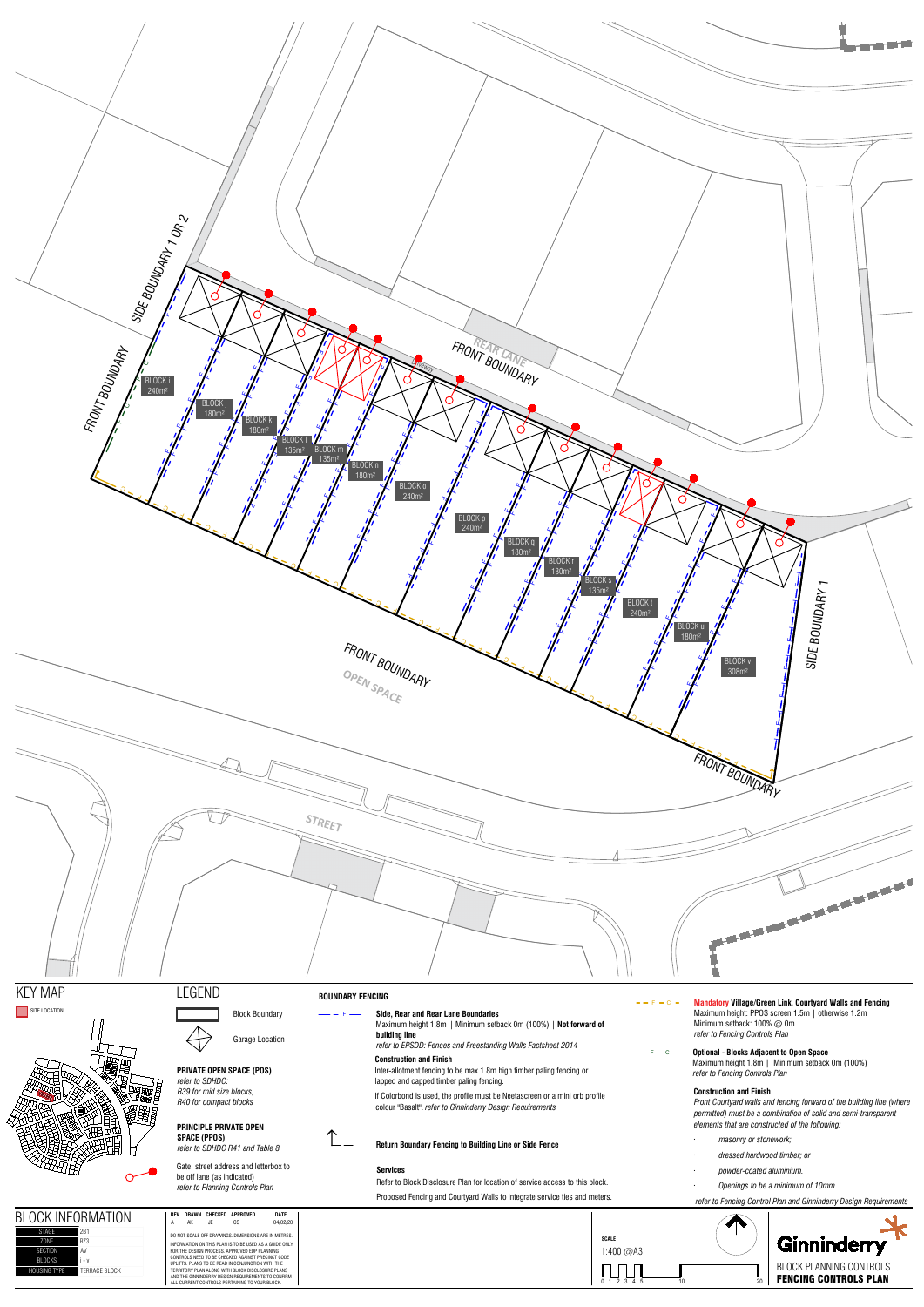SIDE BOUNDARY 1 OR 2

FRONT BOUNDARY

REAR LANE

FRONT BOUNDARY

BLOCK i 240m²

BLOCK j 180m²

BLOCK k 180m²

BLOCK l 135m²

BLOCK m 135m²

BLOCK n 180m²

BLOCK o 240m²

BLOCK p 240m²

BLOCK q 180m²

BLOCK r 180m²

BLOCK s 135m²

BLOCK t 240m²

BLOCK u 180m²

BLOCK v 308m²

SIDE BOUNDARY 1

FRONT BOUNDARY

OPEN SPACE

FRONT BOUNDARY

STREET

## KEY MAP

SITE LOCATION

## LEGEND

Block Boundary

Garage Location

**PRIVATE OPEN SPACE (POS)**
*refer to SDHDC:*
*R39 for mid size blocks,*
*R40 for compact blocks*

**PRINCIPLE PRIVATE OPEN SPACE (PPOS)**
*refer to SDHDC R41 and Table 8*

Gate, street address and letterbox to be off lane (as indicated)
*refer to Planning Controls Plan*

## BOUNDARY FENCING

**Side, Rear and Rear Lane Boundaries**
Maximum height 1.8m | Minimum setback 0m (100%) | **Not forward of building line**
*refer to EPSDD: Fences and Freestanding Walls Factsheet 2014*

**Construction and Finish**
Inter-allotment fencing to be max 1.8m high timber paling fencing or lapped and capped timber paling fencing.

If Colorbond is used, the profile must be Neetascreen or a mini orb profile colour "Basalt". *refer to Ginninderry Design Requirements*

**Return Boundary Fencing to Building Line or Side Fence**

**Services**
Refer to Block Disclosure Plan for location of service access to this block.

Proposed Fencing and Courtyard Walls to integrate service ties and meters.

**Mandatory Village/Green Link, Courtyard Walls and Fencing**
Maximum height: PPOS screen 1.5m | otherwise 1.2m
Minimum setback: 100% @ 0m
*refer to Fencing Controls Plan*

**Optional - Blocks Adjacent to Open Space**
Maximum height 1.8m | Minimum setback 0m (100%)
*refer to Fencing Controls Plan*

**Construction and Finish**
*Front Courtyard walls and fencing forward of the building line (where permitted) must be a combination of solid and semi-transparent elements that are constructed of the following:*

- *masonry or stonework;*
- *dressed hardwood timber; or*
- *powder-coated aluminium.*
- *Openings to be a minimum of 10mm.*

*refer to Fencing Control Plan and Ginninderry Design Requirements*

## BLOCK INFORMATION

| | |
|---|---|
| STAGE | 2B1 |
| ZONE | RZ3 |
| SECTION | AV |
| BLOCKS | i - v |
| HOUSING TYPE | TERRACE BLOCK |

| REV | DRAWN | CHECKED | APPROVED | DATE |
|---|---|---|---|---|
| A | AK | JE | CS | 04/02/20 |

DO NOT SCALE OFF DRAWINGS. DIMENSIONS ARE IN METRES. INFORMATION ON THIS PLAN IS TO BE USED AS A GUIDE ONLY FOR THE DESIGN PROCESS. APPROVED EDP PLANNING CONTROLS NEED TO BE CHECKED AGAINST PRECINCT CODE UPLIFTS. PLANS TO BE READ IN CONJUNCTION WITH THE TERRITORY PLAN ALONG WITH BLOCK DISCLOSURE PLANS AND THE GINNINDERRY DESIGN REQUIREMENTS TO CONFIRM ALL CURRENT CONTROLS PERTAINING TO YOUR BLOCK.

SCALE
1:400 @A3

0 1 2 3 4 5 10 20

Ginninderry

BLOCK PLANNING CONTROLS
**FENCING CONTROLS PLAN**